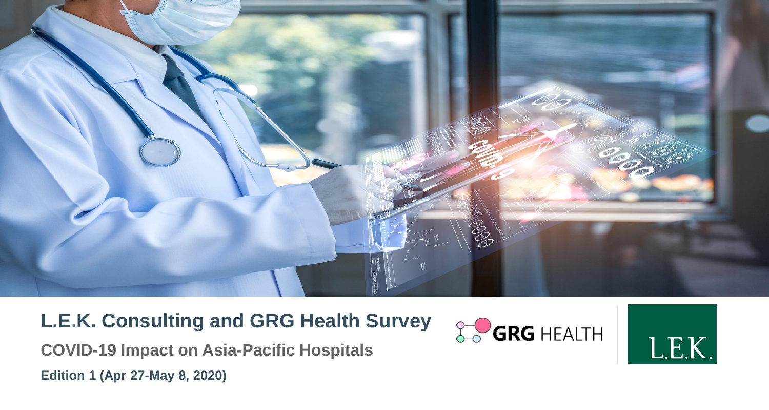# L.E.K. Consulting and GRG Health Survey

## COVID-19 Impact on Asia-Pacific Hospitals

**Edition 1 (Apr 27-May 8, 2020)**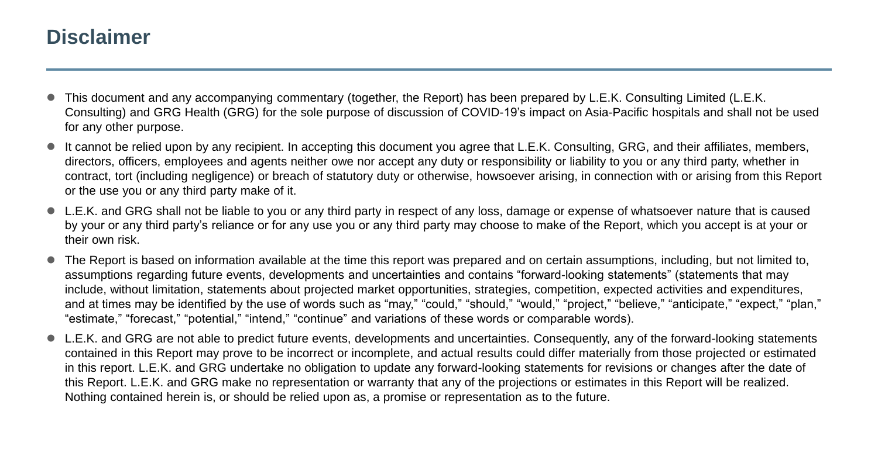# Disclaimer

- This document and any accompanying commentary (together, the Report) has been prepared by L.E.K. Consulting Limited (L.E.K. Consulting) and GRG Health (GRG) for the sole purpose of discussion of COVID-19's impact on Asia-Pacific hospitals and shall not be used for any other purpose.
- It cannot be relied upon by any recipient. In accepting this document you agree that L.E.K. Consulting, GRG, and their affiliates, members, directors, officers, employees and agents neither owe nor accept any duty or responsibility or liability to you or any third party, whether in contract, tort (including negligence) or breach of statutory duty or otherwise, howsoever arising, in connection with or arising from this Report or the use you or any third party make of it.
- L.E.K. and GRG shall not be liable to you or any third party in respect of any loss, damage or expense of whatsoever nature that is caused by your or any third party's reliance or for any use you or any third party may choose to make of the Report, which you accept is at your or their own risk.
- The Report is based on information available at the time this report was prepared and on certain assumptions, including, but not limited to, assumptions regarding future events, developments and uncertainties and contains "forward-looking statements" (statements that may include, without limitation, statements about projected market opportunities, strategies, competition, expected activities and expenditures, and at times may be identified by the use of words such as "may," "could," "should," "would," "project," "believe," "anticipate," "expect," "plan," "estimate," "forecast," "potential," "intend," "continue" and variations of these words or comparable words).
- L.E.K. and GRG are not able to predict future events, developments and uncertainties. Consequently, any of the forward-looking statements contained in this Report may prove to be incorrect or incomplete, and actual results could differ materially from those projected or estimated in this report. L.E.K. and GRG undertake no obligation to update any forward-looking statements for revisions or changes after the date of this Report. L.E.K. and GRG make no representation or warranty that any of the projections or estimates in this Report will be realized. Nothing contained herein is, or should be relied upon as, a promise or representation as to the future.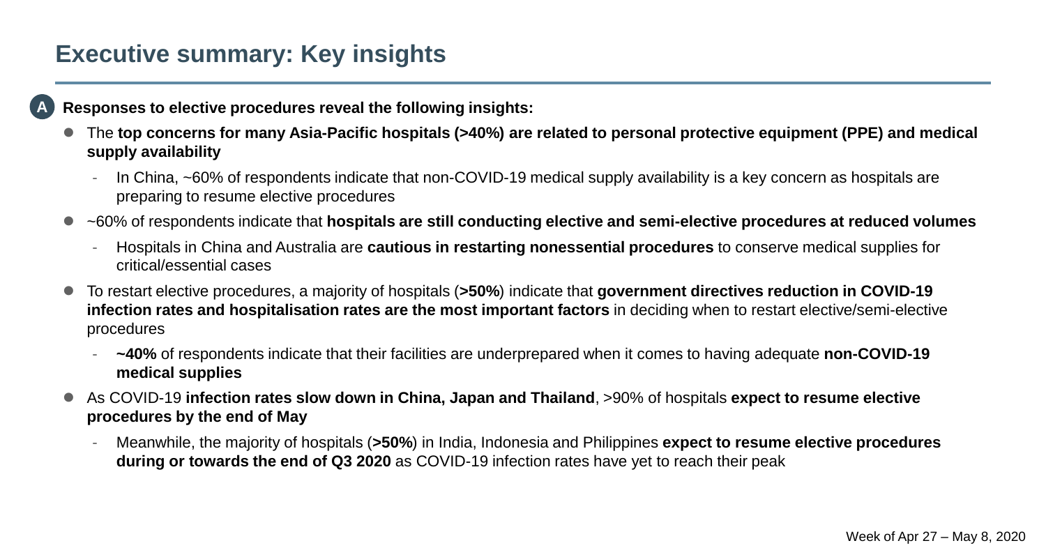# Executive summary: Key insights

**A** **Responses to elective procedures reveal the following insights:**

- The **top concerns for many Asia-Pacific hospitals (>40%) are related to personal protective equipment (PPE) and medical supply availability**
  - In China, ~60% of respondents indicate that non-COVID-19 medical supply availability is a key concern as hospitals are preparing to resume elective procedures
- ~60% of respondents indicate that **hospitals are still conducting elective and semi-elective procedures at reduced volumes**
  - Hospitals in China and Australia are **cautious in restarting nonessential procedures** to conserve medical supplies for critical/essential cases
- To restart elective procedures, a majority of hospitals (**>50%**) indicate that **government directives reduction in COVID-19 infection rates and hospitalisation rates are the most important factors** in deciding when to restart elective/semi-elective procedures
  - **~40%** of respondents indicate that their facilities are underprepared when it comes to having adequate **non-COVID-19 medical supplies**
- As COVID-19 **infection rates slow down in China, Japan and Thailand**, >90% of hospitals **expect to resume elective procedures by the end of May**
  - Meanwhile, the majority of hospitals (**>50%**) in India, Indonesia and Philippines **expect to resume elective procedures during or towards the end of Q3 2020** as COVID-19 infection rates have yet to reach their peak

Week of Apr 27 – May 8, 2020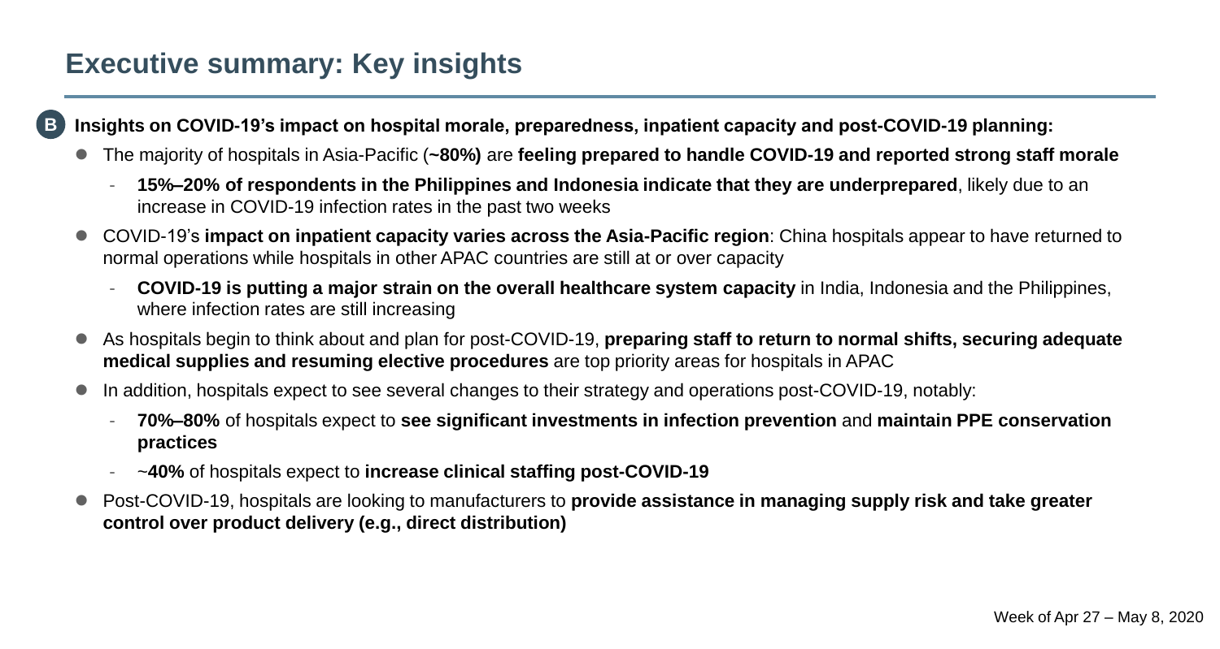# Executive summary: Key insights

**B** **Insights on COVID-19's impact on hospital morale, preparedness, inpatient capacity and post-COVID-19 planning:**

- The majority of hospitals in Asia-Pacific (**~80%)** are **feeling prepared to handle COVID-19 and reported strong staff morale**
  - **15%–20% of respondents in the Philippines and Indonesia indicate that they are underprepared**, likely due to an increase in COVID-19 infection rates in the past two weeks
- COVID-19's **impact on inpatient capacity varies across the Asia-Pacific region**: China hospitals appear to have returned to normal operations while hospitals in other APAC countries are still at or over capacity
  - **COVID-19 is putting a major strain on the overall healthcare system capacity** in India, Indonesia and the Philippines, where infection rates are still increasing
- As hospitals begin to think about and plan for post-COVID-19, **preparing staff to return to normal shifts, securing adequate medical supplies and resuming elective procedures** are top priority areas for hospitals in APAC
- In addition, hospitals expect to see several changes to their strategy and operations post-COVID-19, notably:
  - **70%–80%** of hospitals expect to **see significant investments in infection prevention** and **maintain PPE conservation practices**
  - ~**40%** of hospitals expect to **increase clinical staffing post-COVID-19**
- Post-COVID-19, hospitals are looking to manufacturers to **provide assistance in managing supply risk and take greater control over product delivery (e.g., direct distribution)**

Week of Apr 27 – May 8, 2020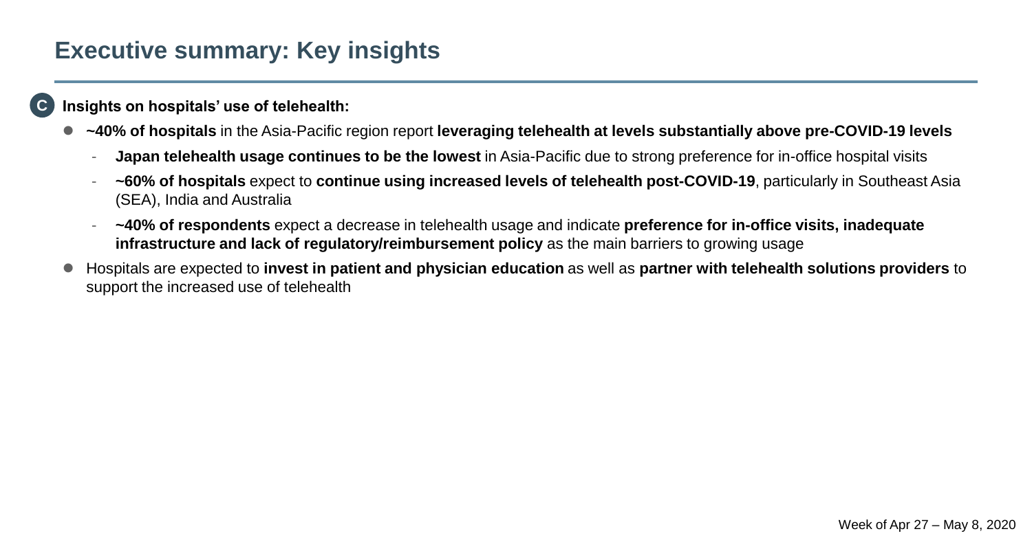# Executive summary: Key insights

**C** **Insights on hospitals' use of telehealth:**

- **~40% of hospitals** in the Asia-Pacific region report **leveraging telehealth at levels substantially above pre-COVID-19 levels**
  - **Japan telehealth usage continues to be the lowest** in Asia-Pacific due to strong preference for in-office hospital visits
  - **~60% of hospitals** expect to **continue using increased levels of telehealth post-COVID-19**, particularly in Southeast Asia (SEA), India and Australia
  - **~40% of respondents** expect a decrease in telehealth usage and indicate **preference for in-office visits, inadequate infrastructure and lack of regulatory/reimbursement policy** as the main barriers to growing usage
- Hospitals are expected to **invest in patient and physician education** as well as **partner with telehealth solutions providers** to support the increased use of telehealth

Week of Apr 27 – May 8, 2020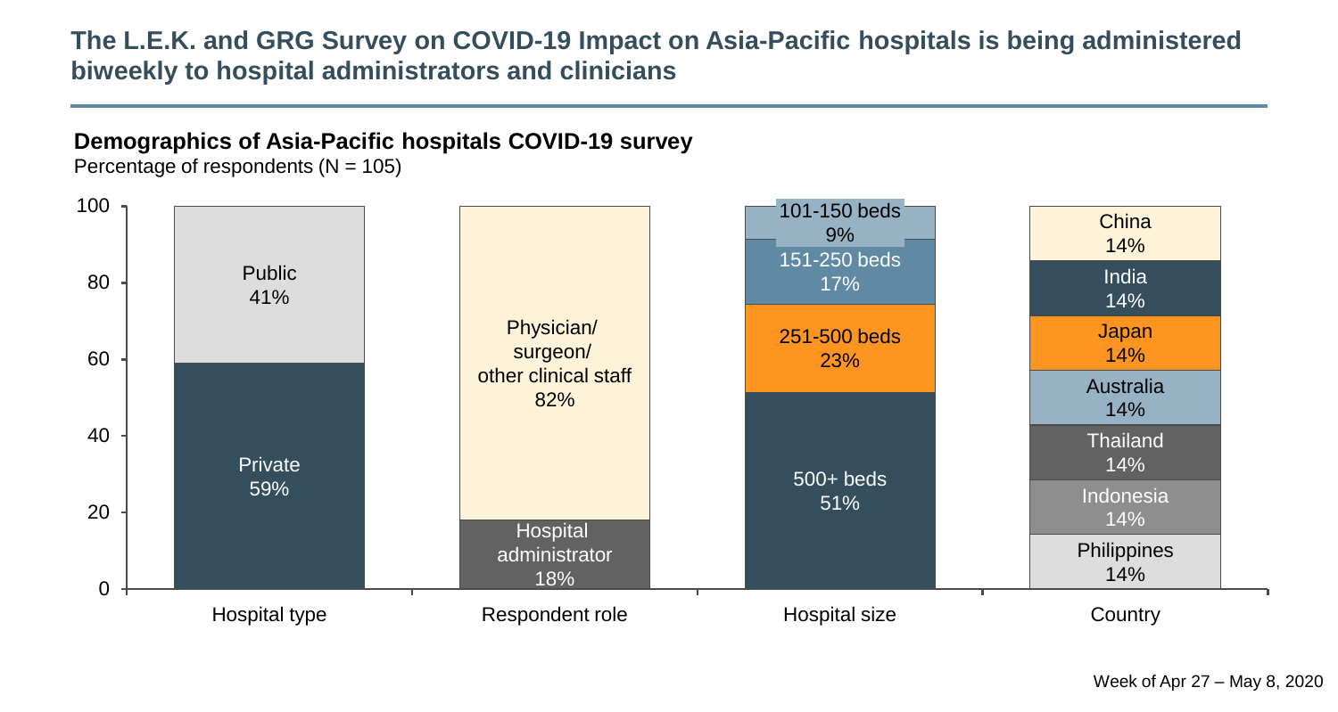# The L.E.K. and GRG Survey on COVID-19 Impact on Asia-Pacific hospitals is being administered biweekly to hospital administrators and clinicians

**Demographics of Asia-Pacific hospitals COVID-19 survey**

Percentage of respondents (N = 105)

| Hospital type | | Respondent role | | Hospital size | | Country | |
|---|---|---|---|---|---|---|---|
| Public | 41% | Physician/ surgeon/ other clinical staff | 82% | 101-150 beds | 9% | China | 14% |
| Private | 59% | Hospital administrator | 18% | 151-250 beds | 17% | India | 14% |
| | | | | 251-500 beds | 23% | Japan | 14% |
| | | | | 500+ beds | 51% | Australia | 14% |
| | | | | | | Thailand | 14% |
| | | | | | | Indonesia | 14% |
| | | | | | | Philippines | 14% |

Week of Apr 27 – May 8, 2020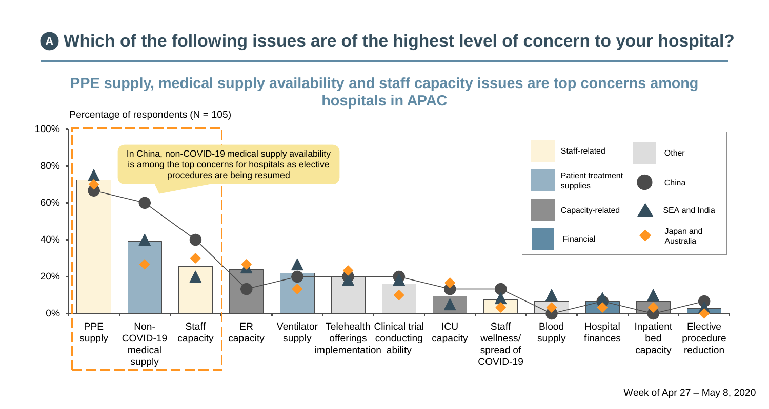## A Which of the following issues are of the highest level of concern to your hospital?

### PPE supply, medical supply availability and staff capacity issues are top concerns among hospitals in APAC

Percentage of respondents (N = 105)

In China, non-COVID-19 medical supply availability is among the top concerns for hospitals as elective procedures are being resumed

Legend: Staff-related; Patient treatment supplies; Capacity-related; Financial; Other; China; SEA and India; Japan and Australia

Categories: PPE supply; Non-COVID-19 medical supply; Staff capacity; ER capacity; Ventilator supply; Telehealth offerings implementation; Clinical trial conducting ability; ICU capacity; Staff wellness/ spread of COVID-19; Blood supply; Hospital finances; Inpatient bed capacity; Elective procedure reduction

Week of Apr 27 – May 8, 2020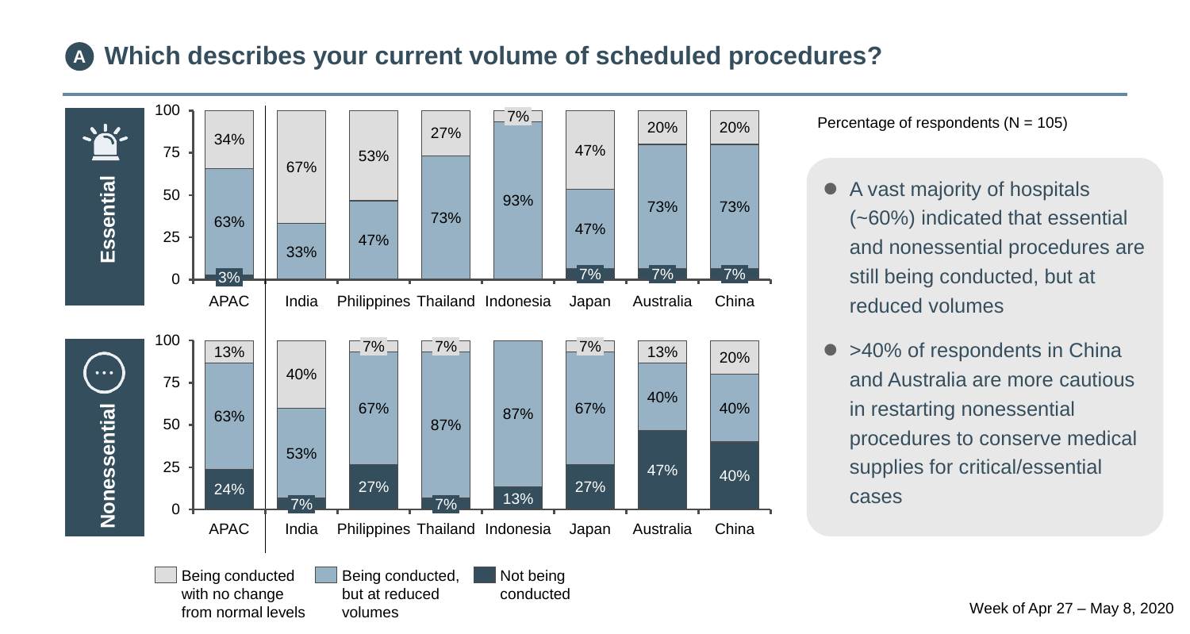## A Which describes your current volume of scheduled procedures?

Percentage of respondents (N = 105)

**Essential**

| | APAC | India | Philippines | Thailand | Indonesia | Japan | Australia | China |
|---|---|---|---|---|---|---|---|---|
| Being conducted with no change from normal levels | 34% | 67% | 53% | 27% | 7% | 47% | 20% | 20% |
| Being conducted, but at reduced volumes | 63% | 33% | 47% | 73% | 93% | 47% | 73% | 73% |
| Not being conducted | 3% | | | | | 7% | 7% | 7% |

**Nonessential**

| | APAC | India | Philippines | Thailand | Indonesia | Japan | Australia | China |
|---|---|---|---|---|---|---|---|---|
| Being conducted with no change from normal levels | 13% | 40% | 7% | 7% | | 7% | 13% | 20% |
| Being conducted, but at reduced volumes | 63% | 53% | 67% | 87% | 87% | 67% | 40% | 40% |
| Not being conducted | 24% | 7% | 27% | 7% | 13% | 27% | 47% | 40% |

- A vast majority of hospitals (~60%) indicated that essential and nonessential procedures are still being conducted, but at reduced volumes
- >40% of respondents in China and Australia are more cautious in restarting nonessential procedures to conserve medical supplies for critical/essential cases

Week of Apr 27 – May 8, 2020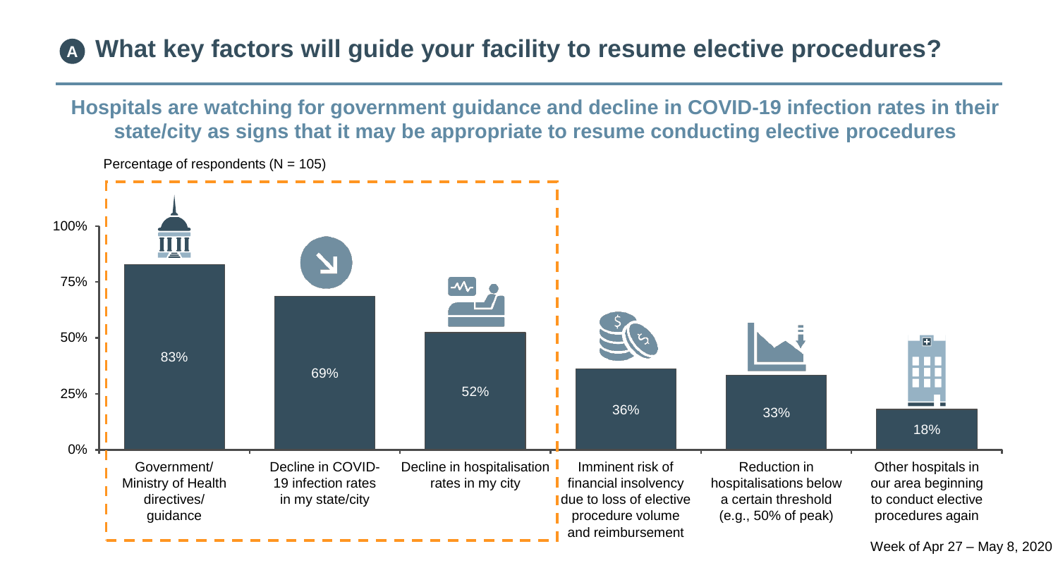## A What key factors will guide your facility to resume elective procedures?

**Hospitals are watching for government guidance and decline in COVID-19 infection rates in their state/city as signs that it may be appropriate to resume conducting elective procedures**

Percentage of respondents (N = 105)

| Factor | Percentage |
| --- | --- |
| Government/ Ministry of Health directives/ guidance | 83% |
| Decline in COVID-19 infection rates in my state/city | 69% |
| Decline in hospitalisation rates in my city | 52% |
| Imminent risk of financial insolvency due to loss of elective procedure volume and reimbursement | 36% |
| Reduction in hospitalisations below a certain threshold (e.g., 50% of peak) | 33% |
| Other hospitals in our area beginning to conduct elective procedures again | 18% |

Week of Apr 27 – May 8, 2020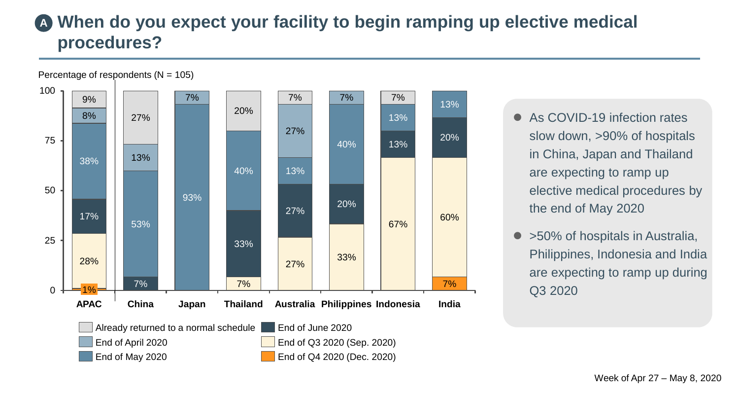## A When do you expect your facility to begin ramping up elective medical procedures?

Percentage of respondents (N = 105)

| | APAC | China | Japan | Thailand | Australia | Philippines | Indonesia | India |
|---|---|---|---|---|---|---|---|---|
| Already returned to a normal schedule | 9% | 27% | | 20% | 7% | | 7% | |
| End of April 2020 | 8% | 13% | 7% | | 27% | 7% | | |
| End of May 2020 | 38% | 53% | 93% | 40% | 13% | 40% | 13% | 13% |
| End of June 2020 | 17% | 7% | | 33% | 27% | 20% | 13% | 20% |
| End of Q3 2020 (Sep. 2020) | 28% | | | 7% | 27% | 33% | 67% | 60% |
| End of Q4 2020 (Dec. 2020) | 1% | | | | | | | 7% |

- As COVID-19 infection rates slow down, >90% of hospitals in China, Japan and Thailand are expecting to ramp up elective medical procedures by the end of May 2020
- >50% of hospitals in Australia, Philippines, Indonesia and India are expecting to ramp up during Q3 2020

Week of Apr 27 – May 8, 2020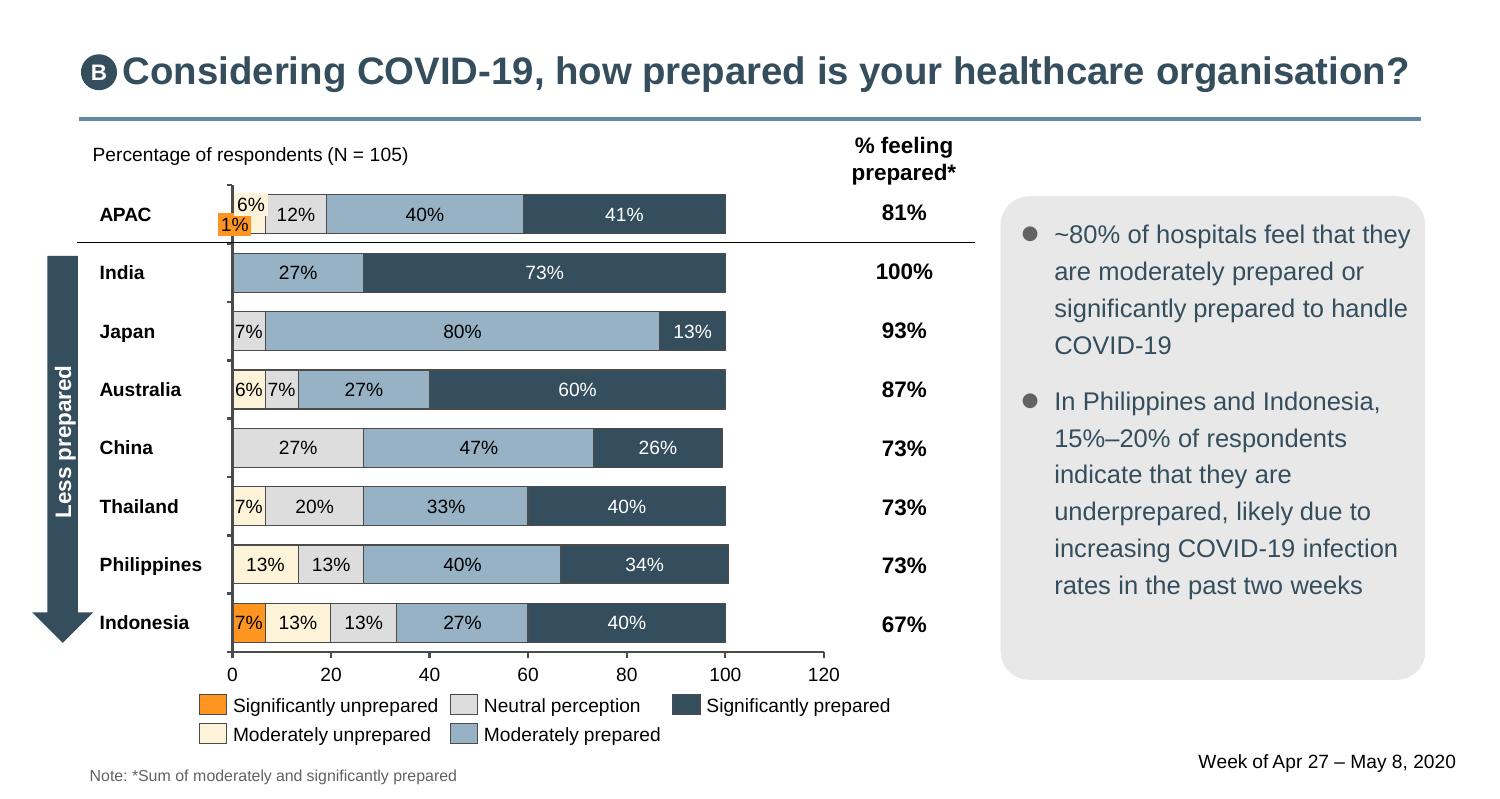# B Considering COVID-19, how prepared is your healthcare organisation?

Percentage of respondents (N = 105)

| | Significantly unprepared | Moderately unprepared | Neutral perception | Moderately prepared | Significantly prepared | % feeling prepared* |
|---|---|---|---|---|---|---|
| APAC | 1% | 6% | 12% | 40% | 41% | 81% |
| India | | | | 27% | 73% | 100% |
| Japan | | | 7% | 80% | 13% | 93% |
| Australia | | 6% | 7% | 27% | 60% | 87% |
| China | | | 27% | 47% | 26% | 73% |
| Thailand | | 7% | 20% | 33% | 40% | 73% |
| Philippines | | 13% | 13% | 40% | 34% | 73% |
| Indonesia | 7% | 13% | 13% | 27% | 40% | 67% |

Less prepared ↓

- ~80% of hospitals feel that they are moderately prepared or significantly prepared to handle COVID-19
- In Philippines and Indonesia, 15%–20% of respondents indicate that they are underprepared, likely due to increasing COVID-19 infection rates in the past two weeks

Note: *Sum of moderately and significantly prepared

Week of Apr 27 – May 8, 2020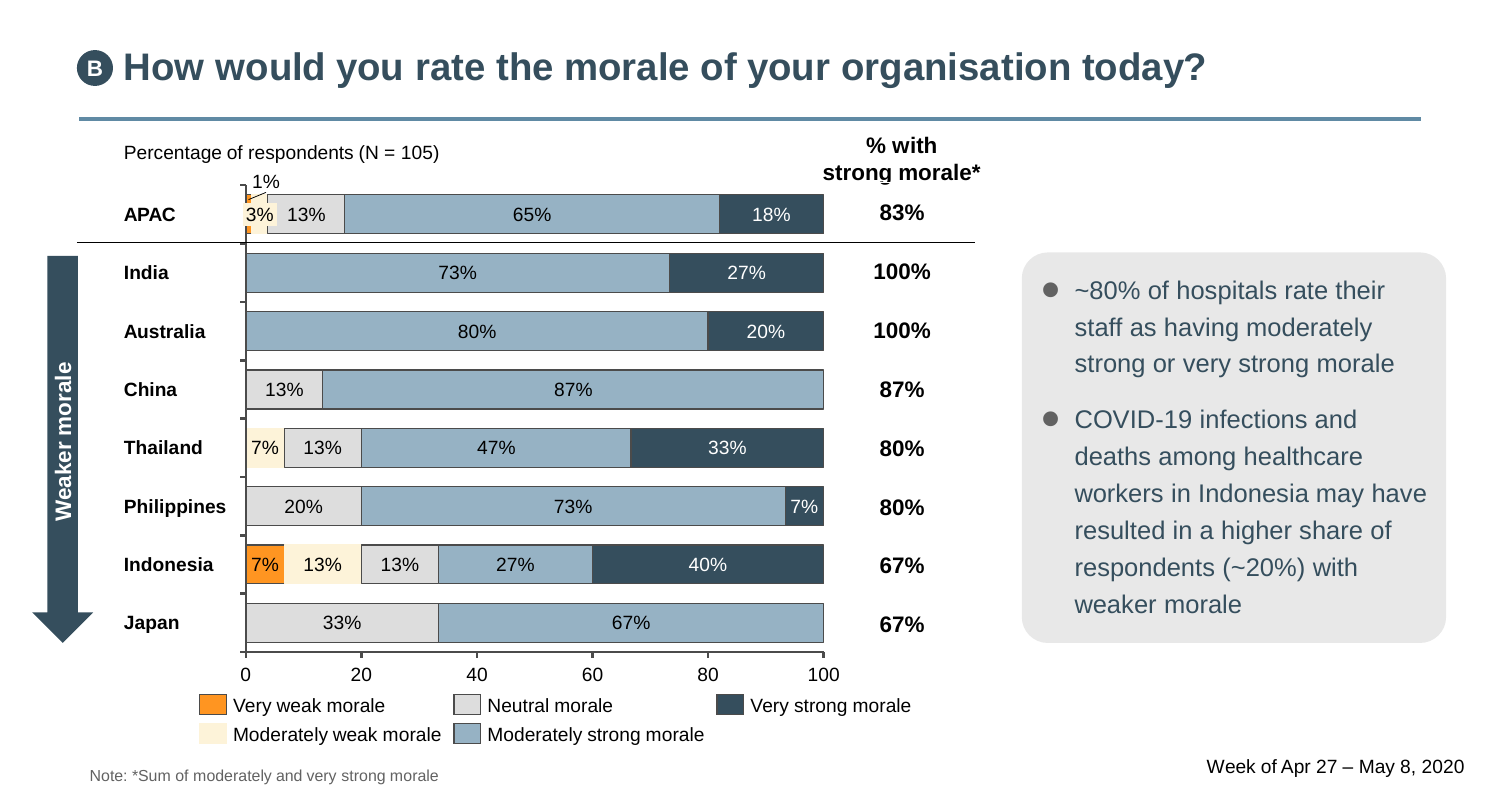## B How would you rate the morale of your organisation today?

Percentage of respondents (N = 105)

| | Very weak morale | Moderately weak morale | Neutral morale | Moderately strong morale | Very strong morale | % with strong morale* |
|---|---|---|---|---|---|---|
| APAC | 1% | 3% | 13% | 65% | 18% | 83% |
| India | | | | 73% | 27% | 100% |
| Australia | | | | 80% | 20% | 100% |
| China | | | 13% | 87% | | 87% |
| Thailand | | 7% | 13% | 47% | 33% | 80% |
| Philippines | | | 20% | 73% | 7% | 80% |
| Indonesia | 7% | 13% | 13% | 27% | 40% | 67% |
| Japan | | | 33% | 67% | | 67% |

Weaker morale (India → Japan)

- ~80% of hospitals rate their staff as having moderately strong or very strong morale
- COVID-19 infections and deaths among healthcare workers in Indonesia may have resulted in a higher share of respondents (~20%) with weaker morale

Note: *Sum of moderately and very strong morale

Week of Apr 27 – May 8, 2020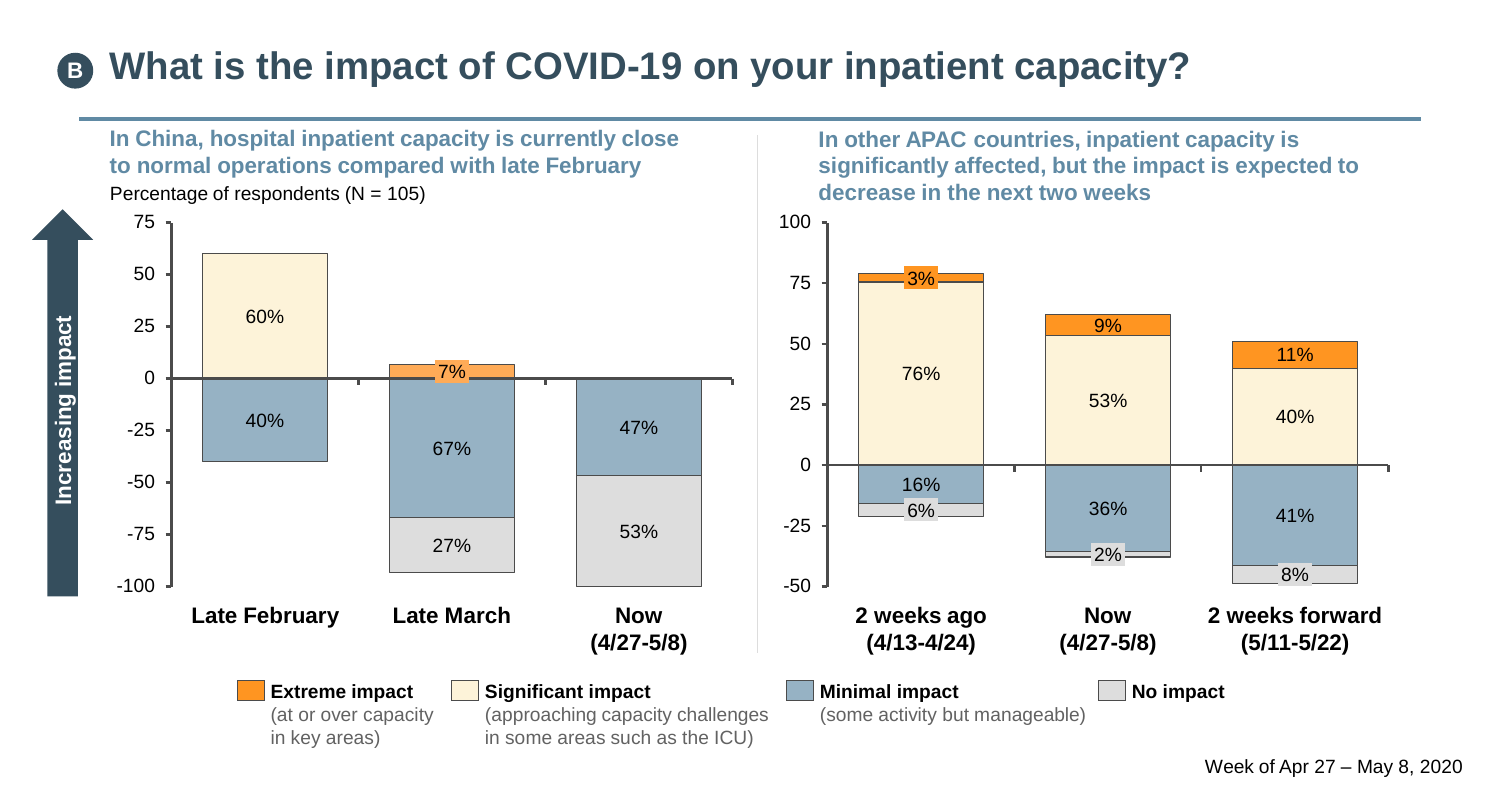# B What is the impact of COVID-19 on your inpatient capacity?

**In China, hospital inpatient capacity is currently close to normal operations compared with late February**

Percentage of respondents (N = 105)

| Impact | Late February | Late March | Now (4/27-5/8) |
|---|---|---|---|
| Extreme impact | | 7% | |
| Significant impact | 60% | | |
| Minimal impact | 40% | 67% | 47% |
| No impact | | 27% | 53% |

**In other APAC countries, inpatient capacity is significantly affected, but the impact is expected to decrease in the next two weeks**

| Impact | 2 weeks ago (4/13-4/24) | Now (4/27-5/8) | 2 weeks forward (5/11-5/22) |
|---|---|---|---|
| Extreme impact | 3% | 9% | 11% |
| Significant impact | 76% | 53% | 40% |
| Minimal impact | 16% | 36% | 41% |
| No impact | 6% | 2% | 8% |

Increasing impact

**Extreme impact** (at or over capacity in key areas)
**Significant impact** (approaching capacity challenges in some areas such as the ICU)
**Minimal impact** (some activity but manageable)
**No impact**

Week of Apr 27 – May 8, 2020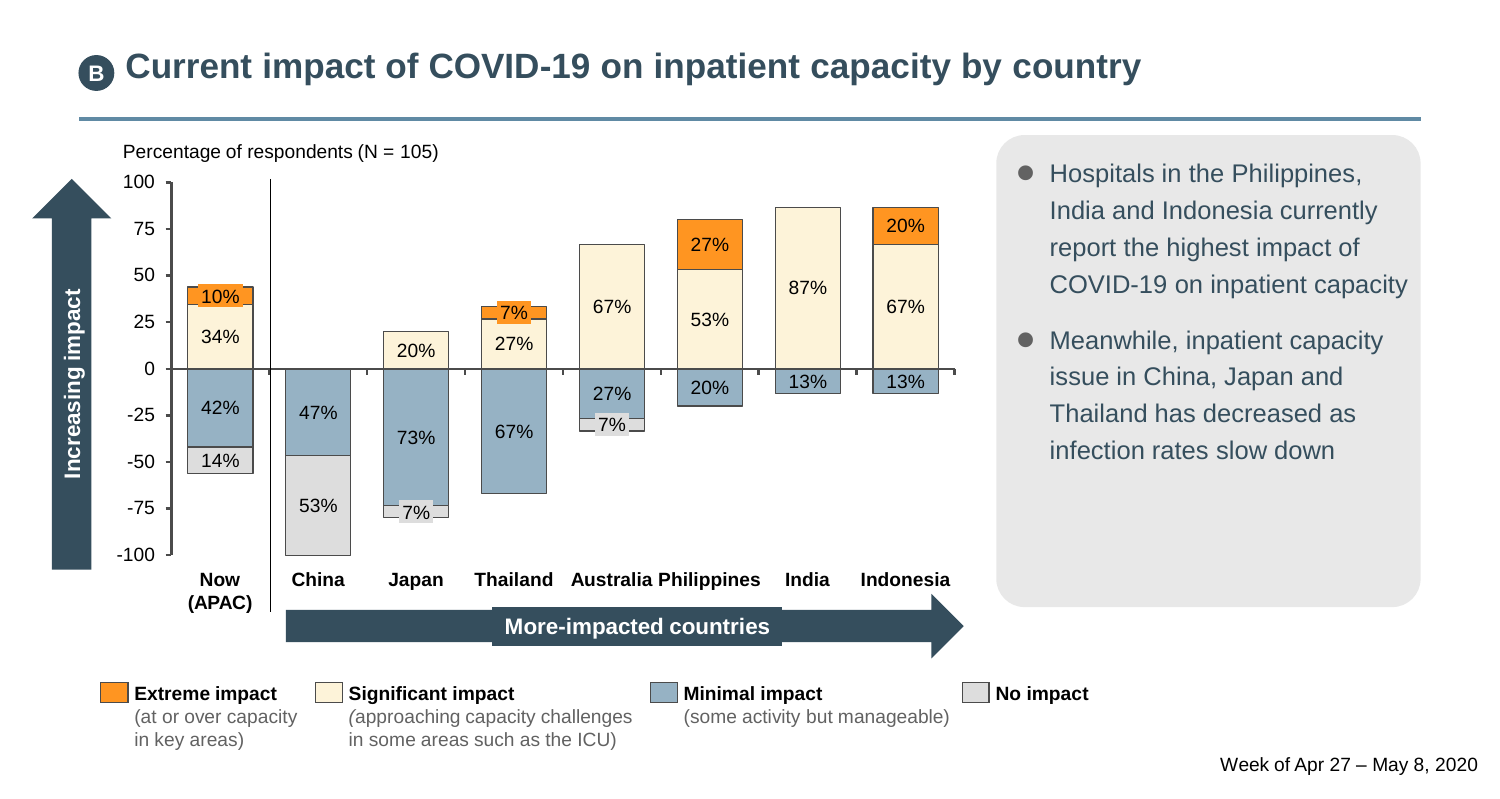# B Current impact of COVID-19 on inpatient capacity by country

Percentage of respondents (N = 105)

| | Now (APAC) | China | Japan | Thailand | Australia | Philippines | India | Indonesia |
|---|---|---|---|---|---|---|---|---|
| Extreme impact (at or over capacity in key areas) | 10% | | | 7% | | 27% | | 20% |
| Significant impact (approaching capacity challenges in some areas such as the ICU) | 34% | | 20% | 27% | 67% | 53% | 87% | 67% |
| Minimal impact (some activity but manageable) | 42% | 47% | 73% | 67% | 27% | 20% | 13% | 13% |
| No impact | 14% | 53% | 7% | | 7% | | | |

Increasing impact

More-impacted countries

- Hospitals in the Philippines, India and Indonesia currently report the highest impact of COVID-19 on inpatient capacity
- Meanwhile, inpatient capacity issue in China, Japan and Thailand has decreased as infection rates slow down

Week of Apr 27 – May 8, 2020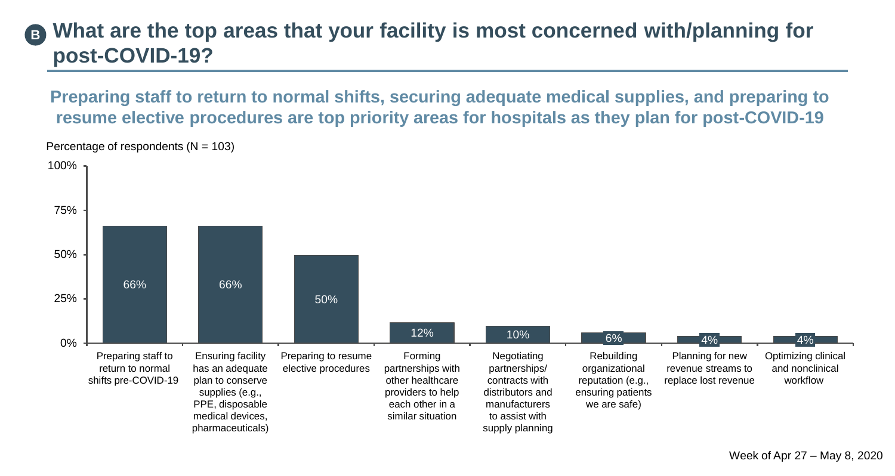## B What are the top areas that your facility is most concerned with/planning for post-COVID-19?

**Preparing staff to return to normal shifts, securing adequate medical supplies, and preparing to resume elective procedures are top priority areas for hospitals as they plan for post-COVID-19**

Percentage of respondents (N = 103)

| Area | Percentage |
| --- | --- |
| Preparing staff to return to normal shifts pre-COVID-19 | 66% |
| Ensuring facility has an adequate plan to conserve supplies (e.g., PPE, disposable medical devices, pharmaceuticals) | 66% |
| Preparing to resume elective procedures | 50% |
| Forming partnerships with other healthcare providers to help each other in a similar situation | 12% |
| Negotiating partnerships/contracts with distributors and manufacturers to assist with supply planning | 10% |
| Rebuilding organizational reputation (e.g., ensuring patients we are safe) | 6% |
| Planning for new revenue streams to replace lost revenue | 4% |
| Optimizing clinical and nonclinical workflow | 4% |

Week of Apr 27 – May 8, 2020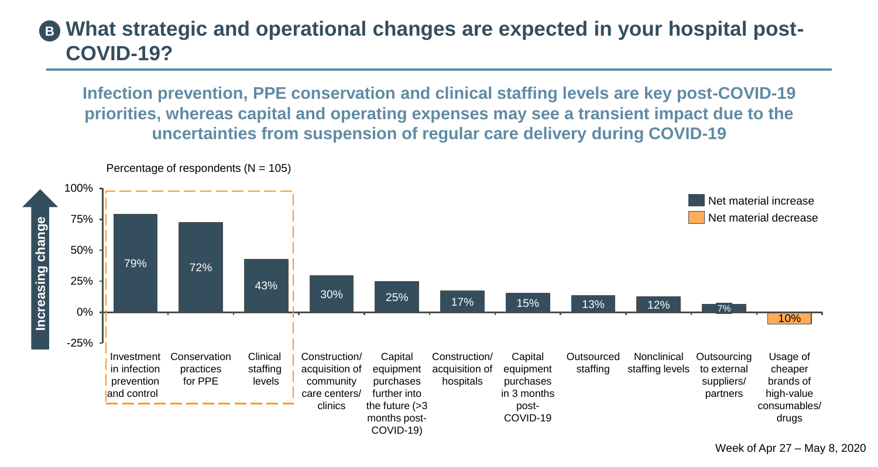## B What strategic and operational changes are expected in your hospital post-COVID-19?

**Infection prevention, PPE conservation and clinical staffing levels are key post-COVID-19 priorities, whereas capital and operating expenses may see a transient impact due to the uncertainties from suspension of regular care delivery during COVID-19**

Percentage of respondents (N = 105)

| Category | Net material increase | Net material decrease |
| --- | --- | --- |
| Investment in infection prevention and control | 79% | |
| Conservation practices for PPE | 72% | |
| Clinical staffing levels | 43% | |
| Construction/ acquisition of community care centers/ clinics | 30% | |
| Capital equipment purchases further into the future (>3 months post-COVID-19) | 25% | |
| Construction/ acquisition of hospitals | 17% | |
| Capital equipment purchases in 3 months post-COVID-19 | 15% | |
| Outsourced staffing | 13% | |
| Nonclinical staffing levels | 12% | |
| Outsourcing to external suppliers/ partners | 7% | |
| Usage of cheaper brands of high-value consumables/ drugs | | 10% |

Increasing change

Week of Apr 27 – May 8, 2020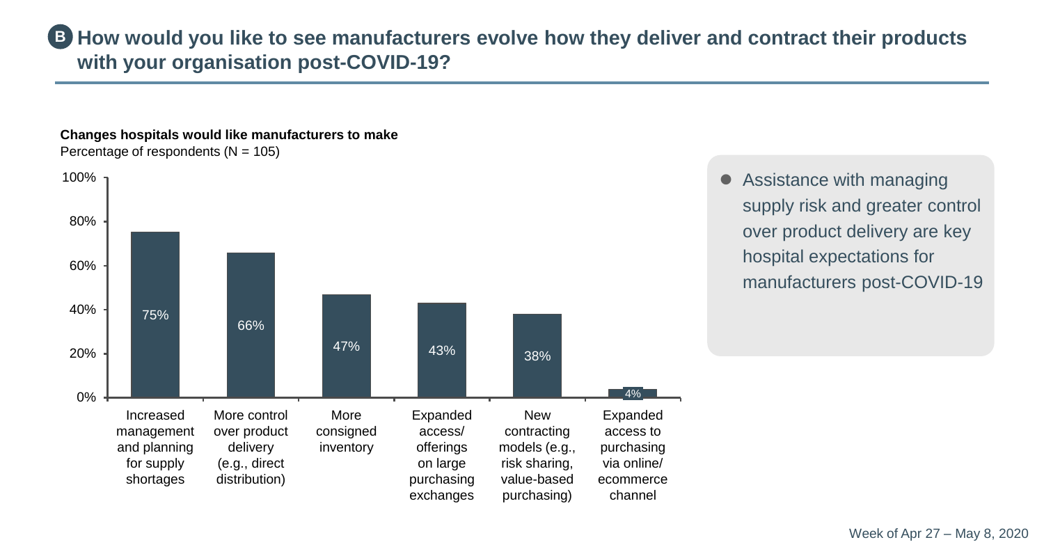## B How would you like to see manufacturers evolve how they deliver and contract their products with your organisation post-COVID-19?

**Changes hospitals would like manufacturers to make**
Percentage of respondents (N = 105)

| Change | Percentage |
| --- | --- |
| Increased management and planning for supply shortages | 75% |
| More control over product delivery (e.g., direct distribution) | 66% |
| More consigned inventory | 47% |
| Expanded access/ offerings on large purchasing exchanges | 43% |
| New contracting models (e.g., risk sharing, value-based purchasing) | 38% |
| Expanded access to purchasing via online/ ecommerce channel | 4% |

- Assistance with managing supply risk and greater control over product delivery are key hospital expectations for manufacturers post-COVID-19

Week of Apr 27 – May 8, 2020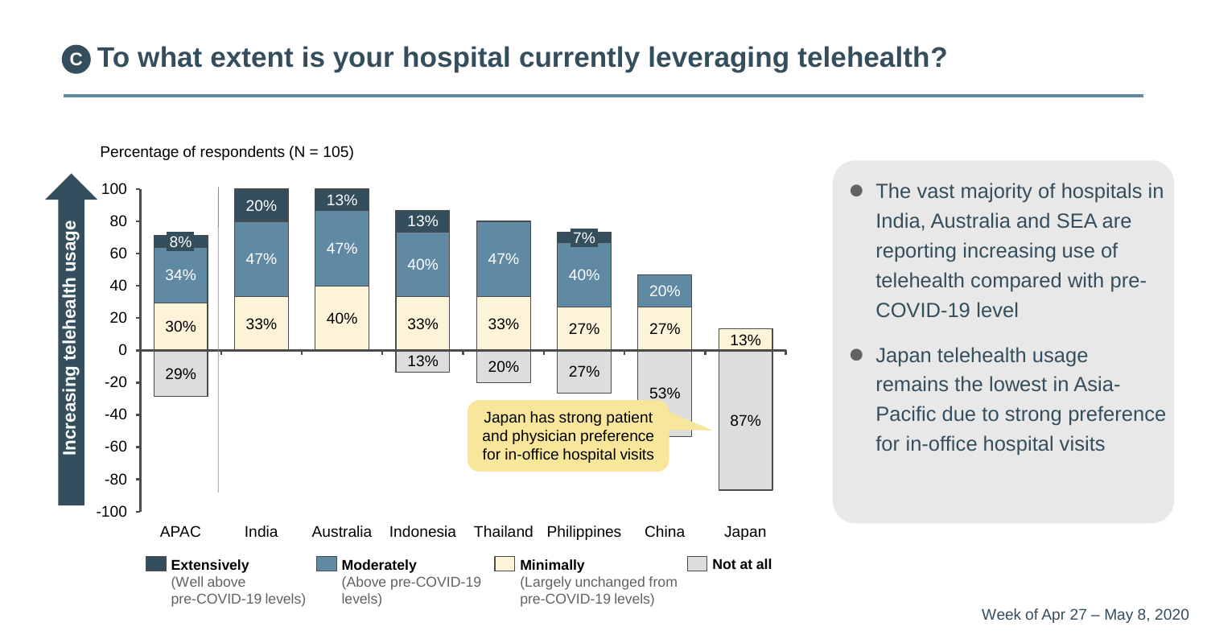# C To what extent is your hospital currently leveraging telehealth?

Percentage of respondents (N = 105)

| | APAC | India | Australia | Indonesia | Thailand | Philippines | China | Japan |
|---|---|---|---|---|---|---|---|---|
| Extensively (Well above pre-COVID-19 levels) | 8% | 20% | 13% | 13% | | 7% | | |
| Moderately (Above pre-COVID-19 levels) | 34% | 47% | 47% | 40% | 47% | 40% | 20% | |
| Minimally (Largely unchanged from pre-COVID-19 levels) | 30% | 33% | 40% | 33% | 33% | 27% | 27% | 13% |
| Not at all | 29% | | | 13% | 20% | 27% | 53% | 87% |

Increasing telehealth usage

Japan has strong patient and physician preference for in-office hospital visits

- The vast majority of hospitals in India, Australia and SEA are reporting increasing use of telehealth compared with pre-COVID-19 level
- Japan telehealth usage remains the lowest in Asia-Pacific due to strong preference for in-office hospital visits

Week of Apr 27 – May 8, 2020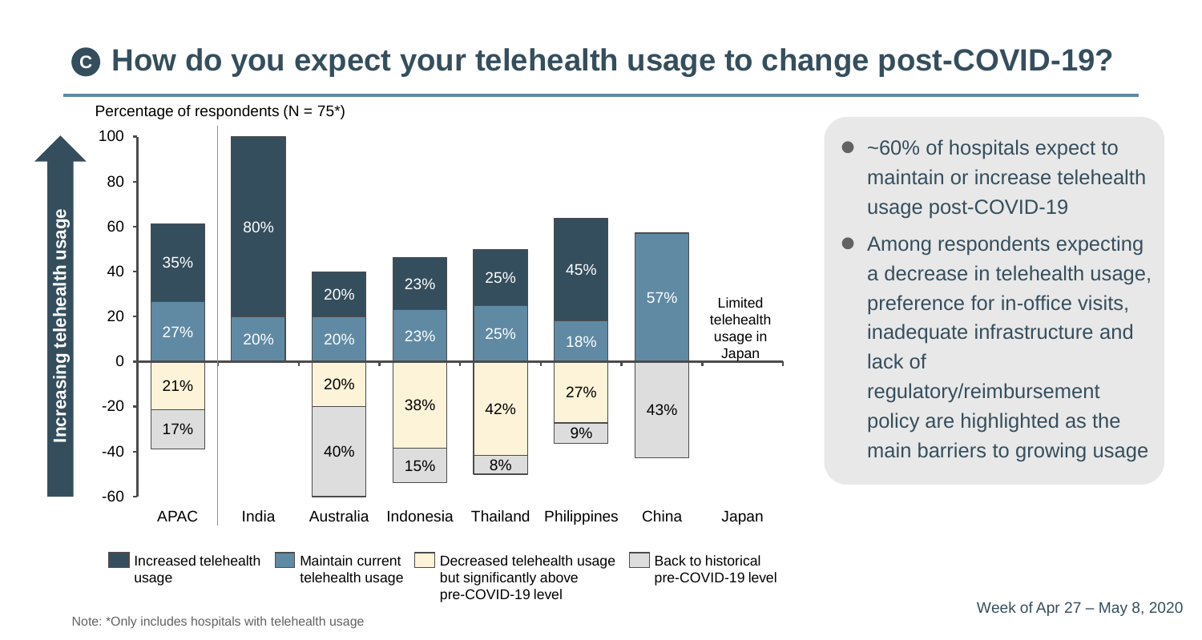## C How do you expect your telehealth usage to change post-COVID-19?

Percentage of respondents (N = 75*)

| | APAC | India | Australia | Indonesia | Thailand | Philippines | China | Japan |
|---|---|---|---|---|---|---|---|---|
| Increased telehealth usage | 35% | 80% | 20% | 23% | 25% | 45% | | Limited telehealth usage in Japan |
| Maintain current telehealth usage | 27% | 20% | 20% | 23% | 25% | 18% | 57% | |
| Decreased telehealth usage but significantly above pre-COVID-19 level | 21% | | 20% | 38% | 42% | 27% | | |
| Back to historical pre-COVID-19 level | 17% | | 40% | 15% | 8% | 9% | 43% | |

Increasing telehealth usage

- ~60% of hospitals expect to maintain or increase telehealth usage post-COVID-19
- Among respondents expecting a decrease in telehealth usage, preference for in-office visits, inadequate infrastructure and lack of regulatory/reimbursement policy are highlighted as the main barriers to growing usage

Week of Apr 27 – May 8, 2020

Note: *Only includes hospitals with telehealth usage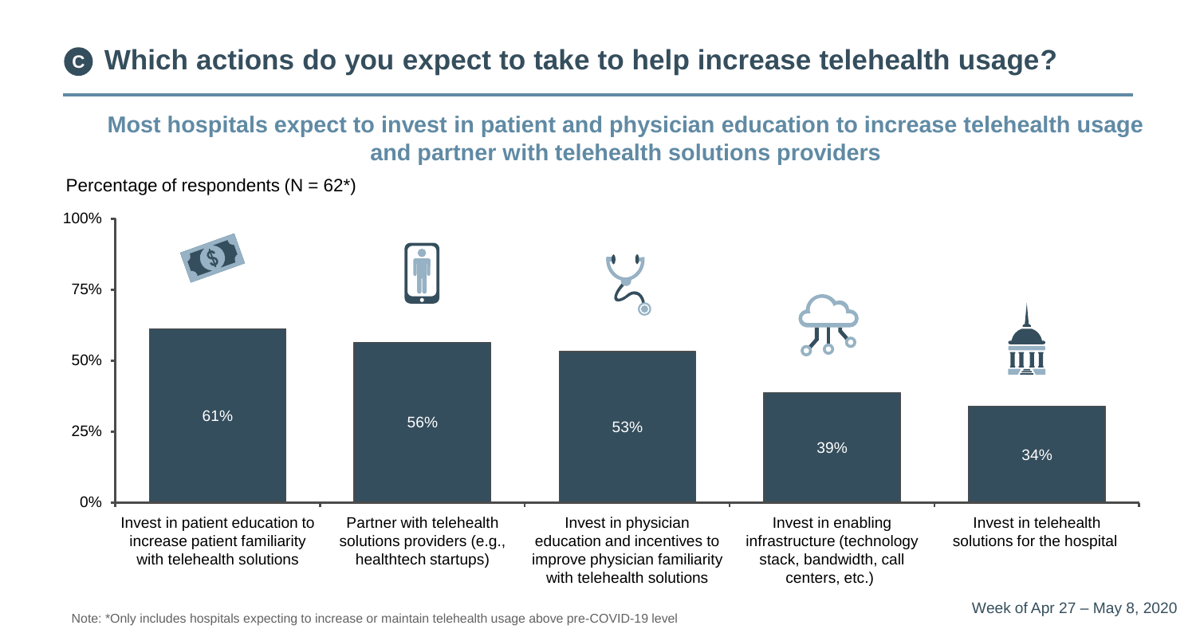## C Which actions do you expect to take to help increase telehealth usage?

**Most hospitals expect to invest in patient and physician education to increase telehealth usage and partner with telehealth solutions providers**

Percentage of respondents (N = 62*)

| Action | Percentage |
|---|---|
| Invest in patient education to increase patient familiarity with telehealth solutions | 61% |
| Partner with telehealth solutions providers (e.g., healthtech startups) | 56% |
| Invest in physician education and incentives to improve physician familiarity with telehealth solutions | 53% |
| Invest in enabling infrastructure (technology stack, bandwidth, call centers, etc.) | 39% |
| Invest in telehealth solutions for the hospital | 34% |

Note: *Only includes hospitals expecting to increase or maintain telehealth usage above pre-COVID-19 level

Week of Apr 27 – May 8, 2020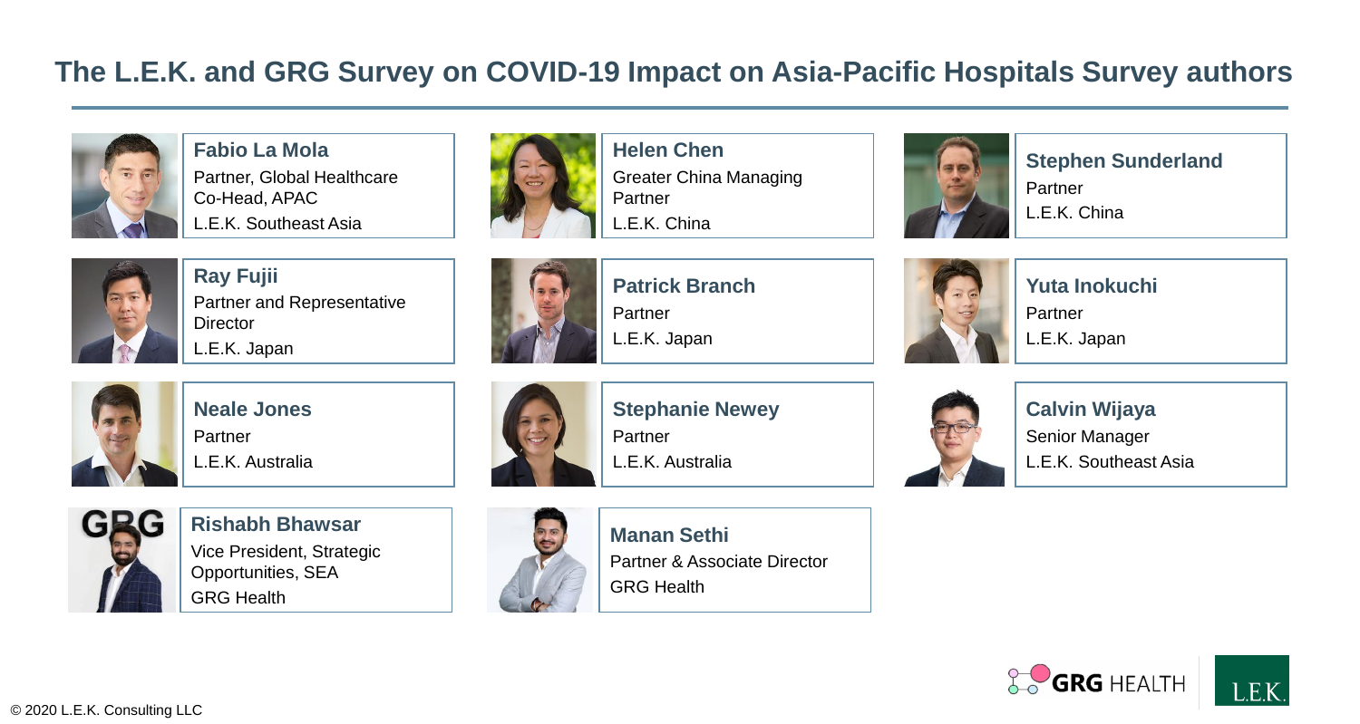# The L.E.K. and GRG Survey on COVID-19 Impact on Asia-Pacific Hospitals Survey authors

**Fabio La Mola**
Partner, Global Healthcare Co-Head, APAC
L.E.K. Southeast Asia

**Helen Chen**
Greater China Managing Partner
L.E.K. China

**Stephen Sunderland**
Partner
L.E.K. China

**Ray Fujii**
Partner and Representative Director
L.E.K. Japan

**Patrick Branch**
Partner
L.E.K. Japan

**Yuta Inokuchi**
Partner
L.E.K. Japan

**Neale Jones**
Partner
L.E.K. Australia

**Stephanie Newey**
Partner
L.E.K. Australia

**Calvin Wijaya**
Senior Manager
L.E.K. Southeast Asia

**Rishabh Bhawsar**
Vice President, Strategic Opportunities, SEA
GRG Health

**Manan Sethi**
Partner & Associate Director
GRG Health

GRG HEALTH

L.E.K.

© 2020 L.E.K. Consulting LLC